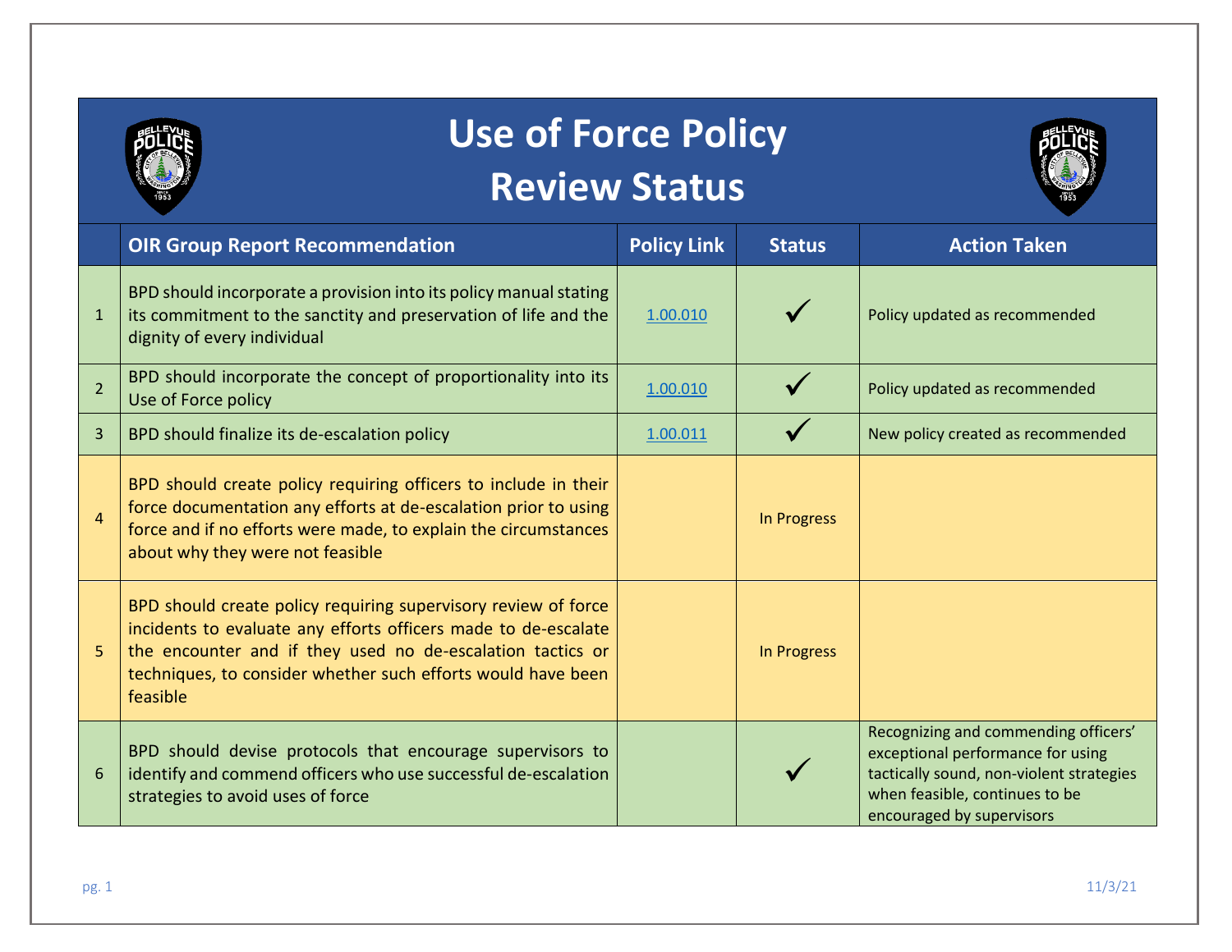# Use of Force Policy Review Status

| | OIR Group Report Recommendation | Policy Link | Status | Action Taken |
|---|---|---|---|---|
| 1 | BPD should incorporate a provision into its policy manual stating its commitment to the sanctity and preservation of life and the dignity of every individual | 1.00.010 | ✓ | Policy updated as recommended |
| 2 | BPD should incorporate the concept of proportionality into its Use of Force policy | 1.00.010 | ✓ | Policy updated as recommended |
| 3 | BPD should finalize its de-escalation policy | 1.00.011 | ✓ | New policy created as recommended |
| 4 | BPD should create policy requiring officers to include in their force documentation any efforts at de-escalation prior to using force and if no efforts were made, to explain the circumstances about why they were not feasible | | In Progress | |
| 5 | BPD should create policy requiring supervisory review of force incidents to evaluate any efforts officers made to de-escalate the encounter and if they used no de-escalation tactics or techniques, to consider whether such efforts would have been feasible | | In Progress | |
| 6 | BPD should devise protocols that encourage supervisors to identify and commend officers who use successful de-escalation strategies to avoid uses of force | | ✓ | Recognizing and commending officers' exceptional performance for using tactically sound, non-violent strategies when feasible, continues to be encouraged by supervisors |

11/3/21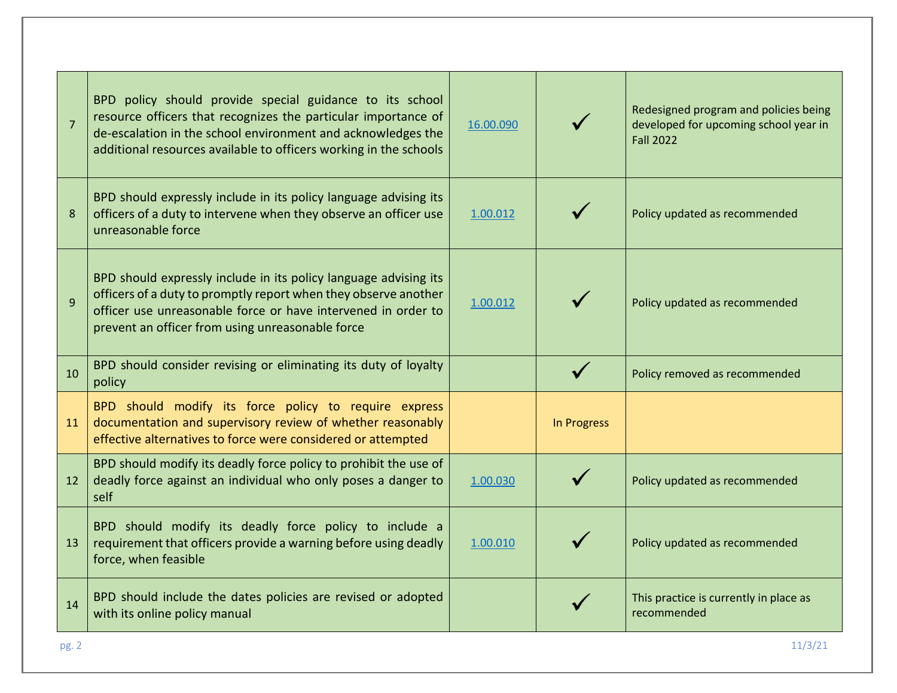| | | | | |
|---|---|---|---|---|
| 7 | BPD policy should provide special guidance to its school resource officers that recognizes the particular importance of de-escalation in the school environment and acknowledges the additional resources available to officers working in the schools | 16.00.090 | ✓ | Redesigned program and policies being developed for upcoming school year in Fall 2022 |
| 8 | BPD should expressly include in its policy language advising its officers of a duty to intervene when they observe an officer use unreasonable force | 1.00.012 | ✓ | Policy updated as recommended |
| 9 | BPD should expressly include in its policy language advising its officers of a duty to promptly report when they observe another officer use unreasonable force or have intervened in order to prevent an officer from using unreasonable force | 1.00.012 | ✓ | Policy updated as recommended |
| 10 | BPD should consider revising or eliminating its duty of loyalty policy | | ✓ | Policy removed as recommended |
| 11 | BPD should modify its force policy to require express documentation and supervisory review of whether reasonably effective alternatives to force were considered or attempted | | In Progress | |
| 12 | BPD should modify its deadly force policy to prohibit the use of deadly force against an individual who only poses a danger to self | 1.00.030 | ✓ | Policy updated as recommended |
| 13 | BPD should modify its deadly force policy to include a requirement that officers provide a warning before using deadly force, when feasible | 1.00.010 | ✓ | Policy updated as recommended |
| 14 | BPD should include the dates policies are revised or adopted with its online policy manual | | ✓ | This practice is currently in place as recommended |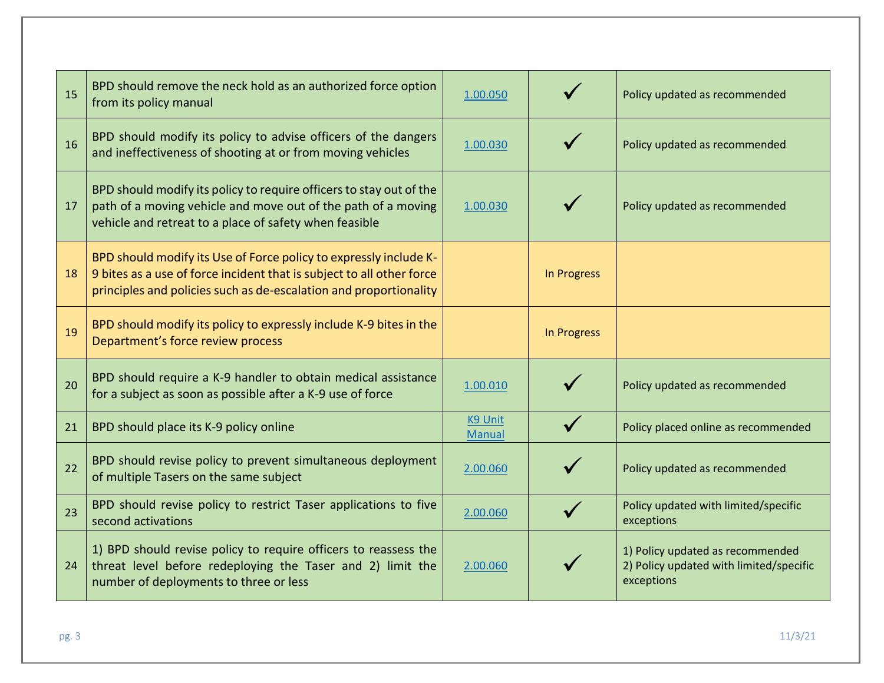| | | | | |
|---|---|---|---|---|
| 15 | BPD should remove the neck hold as an authorized force option from its policy manual | 1.00.050 | ✓ | Policy updated as recommended |
| 16 | BPD should modify its policy to advise officers of the dangers and ineffectiveness of shooting at or from moving vehicles | 1.00.030 | ✓ | Policy updated as recommended |
| 17 | BPD should modify its policy to require officers to stay out of the path of a moving vehicle and move out of the path of a moving vehicle and retreat to a place of safety when feasible | 1.00.030 | ✓ | Policy updated as recommended |
| 18 | BPD should modify its Use of Force policy to expressly include K-9 bites as a use of force incident that is subject to all other force principles and policies such as de-escalation and proportionality | | In Progress | |
| 19 | BPD should modify its policy to expressly include K-9 bites in the Department's force review process | | In Progress | |
| 20 | BPD should require a K-9 handler to obtain medical assistance for a subject as soon as possible after a K-9 use of force | 1.00.010 | ✓ | Policy updated as recommended |
| 21 | BPD should place its K-9 policy online | K9 Unit Manual | ✓ | Policy placed online as recommended |
| 22 | BPD should revise policy to prevent simultaneous deployment of multiple Tasers on the same subject | 2.00.060 | ✓ | Policy updated as recommended |
| 23 | BPD should revise policy to restrict Taser applications to five second activations | 2.00.060 | ✓ | Policy updated with limited/specific exceptions |
| 24 | 1) BPD should revise policy to require officers to reassess the threat level before redeploying the Taser and 2) limit the number of deployments to three or less | 2.00.060 | ✓ | 1) Policy updated as recommended<br>2) Policy updated with limited/specific exceptions |

11/3/21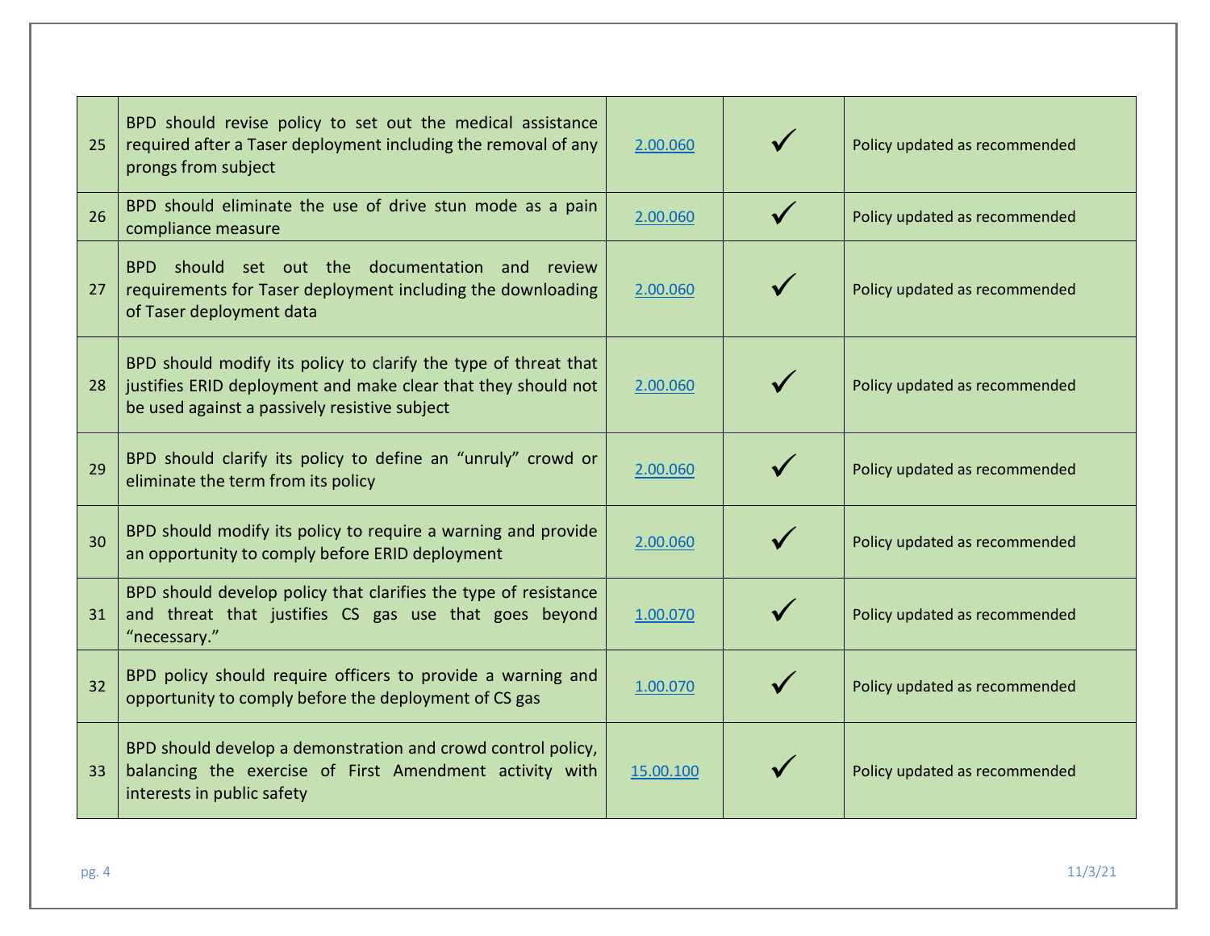| | | | | |
|---|---|---|---|---|
| 25 | BPD should revise policy to set out the medical assistance required after a Taser deployment including the removal of any prongs from subject | 2.00.060 | ✓ | Policy updated as recommended |
| 26 | BPD should eliminate the use of drive stun mode as a pain compliance measure | 2.00.060 | ✓ | Policy updated as recommended |
| 27 | BPD should set out the documentation and review requirements for Taser deployment including the downloading of Taser deployment data | 2.00.060 | ✓ | Policy updated as recommended |
| 28 | BPD should modify its policy to clarify the type of threat that justifies ERID deployment and make clear that they should not be used against a passively resistive subject | 2.00.060 | ✓ | Policy updated as recommended |
| 29 | BPD should clarify its policy to define an "unruly" crowd or eliminate the term from its policy | 2.00.060 | ✓ | Policy updated as recommended |
| 30 | BPD should modify its policy to require a warning and provide an opportunity to comply before ERID deployment | 2.00.060 | ✓ | Policy updated as recommended |
| 31 | BPD should develop policy that clarifies the type of resistance and threat that justifies CS gas use that goes beyond "necessary." | 1.00.070 | ✓ | Policy updated as recommended |
| 32 | BPD policy should require officers to provide a warning and opportunity to comply before the deployment of CS gas | 1.00.070 | ✓ | Policy updated as recommended |
| 33 | BPD should develop a demonstration and crowd control policy, balancing the exercise of First Amendment activity with interests in public safety | 15.00.100 | ✓ | Policy updated as recommended |

11/3/21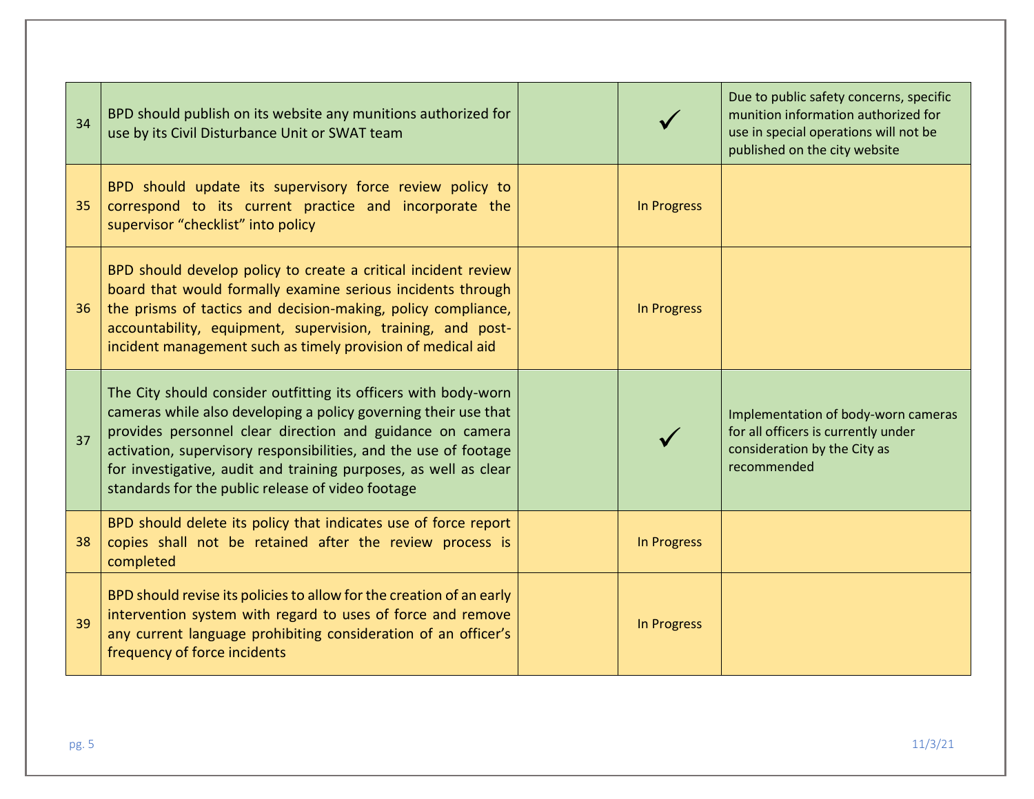| | | | | |
|---|---|---|---|---|
| 34 | BPD should publish on its website any munitions authorized for use by its Civil Disturbance Unit or SWAT team | | ✓ | Due to public safety concerns, specific munition information authorized for use in special operations will not be published on the city website |
| 35 | BPD should update its supervisory force review policy to correspond to its current practice and incorporate the supervisor "checklist" into policy | | In Progress | |
| 36 | BPD should develop policy to create a critical incident review board that would formally examine serious incidents through the prisms of tactics and decision-making, policy compliance, accountability, equipment, supervision, training, and post-incident management such as timely provision of medical aid | | In Progress | |
| 37 | The City should consider outfitting its officers with body-worn cameras while also developing a policy governing their use that provides personnel clear direction and guidance on camera activation, supervisory responsibilities, and the use of footage for investigative, audit and training purposes, as well as clear standards for the public release of video footage | | ✓ | Implementation of body-worn cameras for all officers is currently under consideration by the City as recommended |
| 38 | BPD should delete its policy that indicates use of force report copies shall not be retained after the review process is completed | | In Progress | |
| 39 | BPD should revise its policies to allow for the creation of an early intervention system with regard to uses of force and remove any current language prohibiting consideration of an officer's frequency of force incidents | | In Progress | |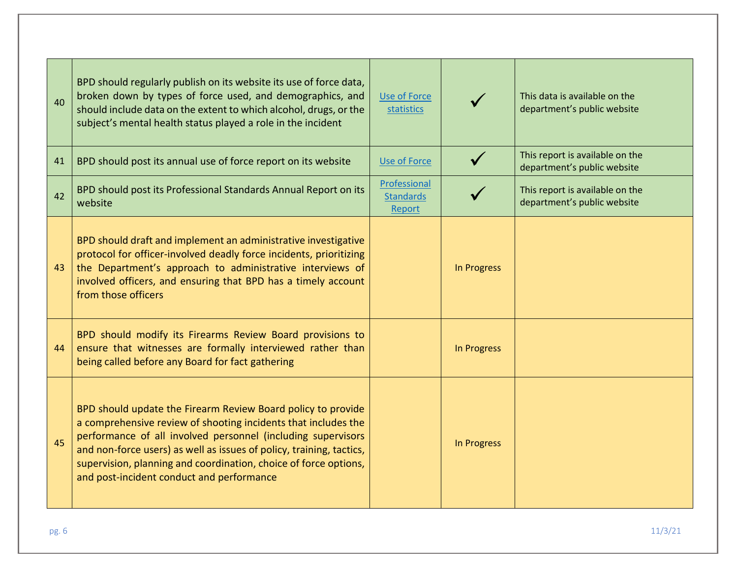| | | | | |
|---|---|---|---|---|
| 40 | BPD should regularly publish on its website its use of force data, broken down by types of force used, and demographics, and should include data on the extent to which alcohol, drugs, or the subject's mental health status played a role in the incident | Use of Force statistics | ✓ | This data is available on the department's public website |
| 41 | BPD should post its annual use of force report on its website | Use of Force | ✓ | This report is available on the department's public website |
| 42 | BPD should post its Professional Standards Annual Report on its website | Professional Standards Report | ✓ | This report is available on the department's public website |
| 43 | BPD should draft and implement an administrative investigative protocol for officer-involved deadly force incidents, prioritizing the Department's approach to administrative interviews of involved officers, and ensuring that BPD has a timely account from those officers | | In Progress | |
| 44 | BPD should modify its Firearms Review Board provisions to ensure that witnesses are formally interviewed rather than being called before any Board for fact gathering | | In Progress | |
| 45 | BPD should update the Firearm Review Board policy to provide a comprehensive review of shooting incidents that includes the performance of all involved personnel (including supervisors and non-force users) as well as issues of policy, training, tactics, supervision, planning and coordination, choice of force options, and post-incident conduct and performance | | In Progress | |

11/3/21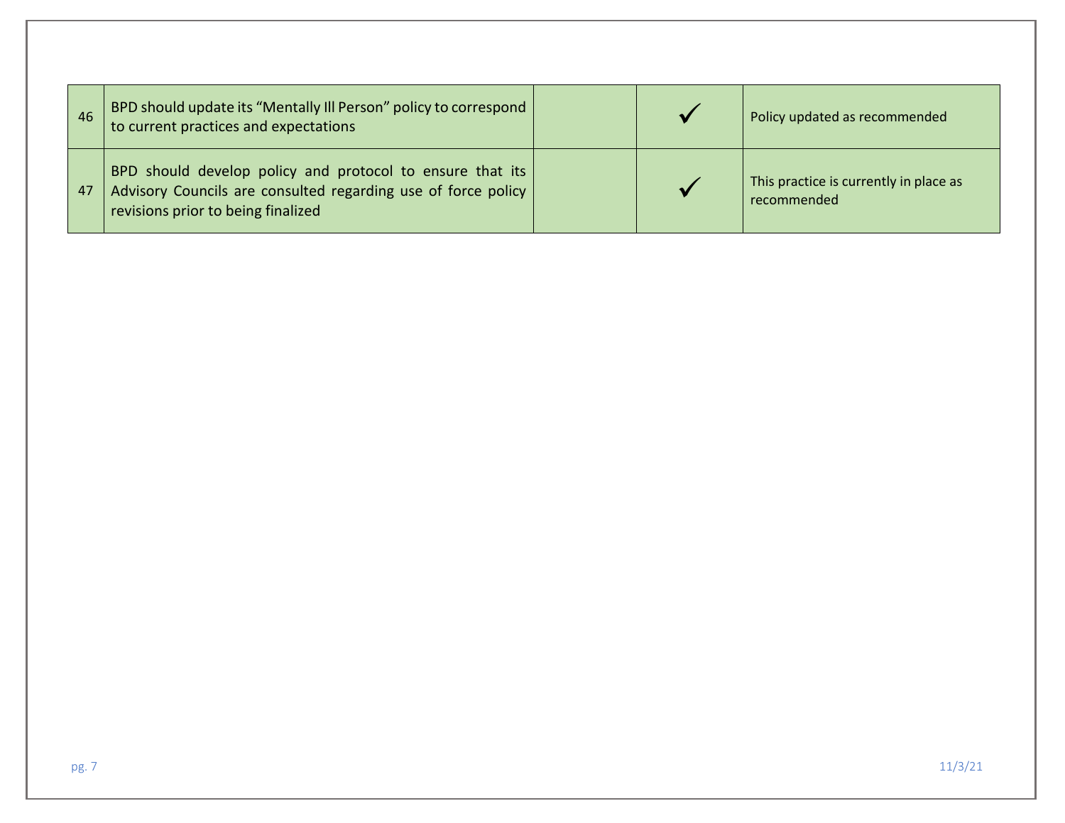| | | | | |
|---|---|---|---|---|
| 46 | BPD should update its “Mentally Ill Person” policy to correspond to current practices and expectations | | ✓ | Policy updated as recommended |
| 47 | BPD should develop policy and protocol to ensure that its Advisory Councils are consulted regarding use of force policy revisions prior to being finalized | | ✓ | This practice is currently in place as recommended |